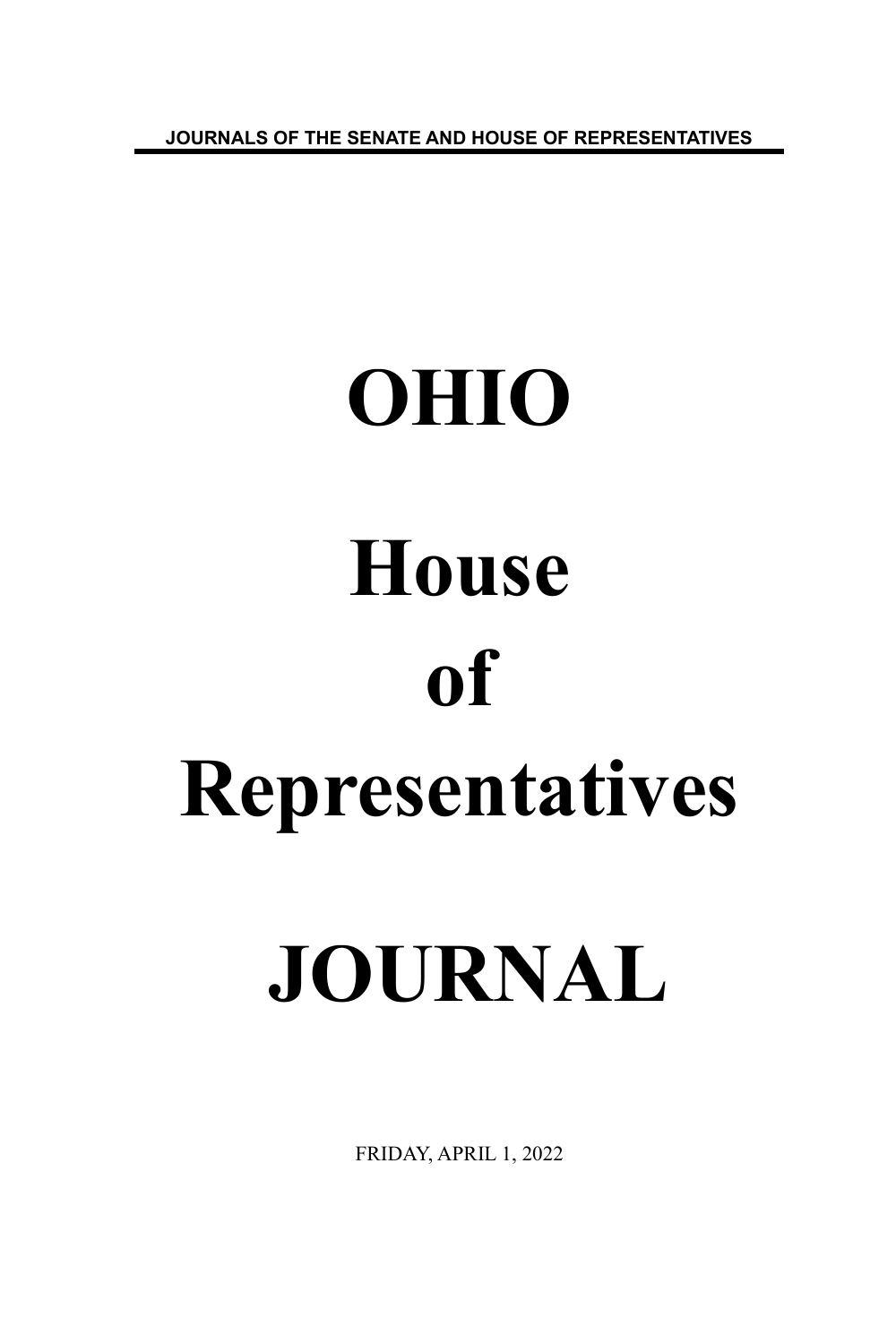JOURNALS OF THE SENATE AND HOUSE OF REPRESENTATIVES

# OHIO

# House

# of

# Representatives

# JOURNAL

FRIDAY, APRIL 1, 2022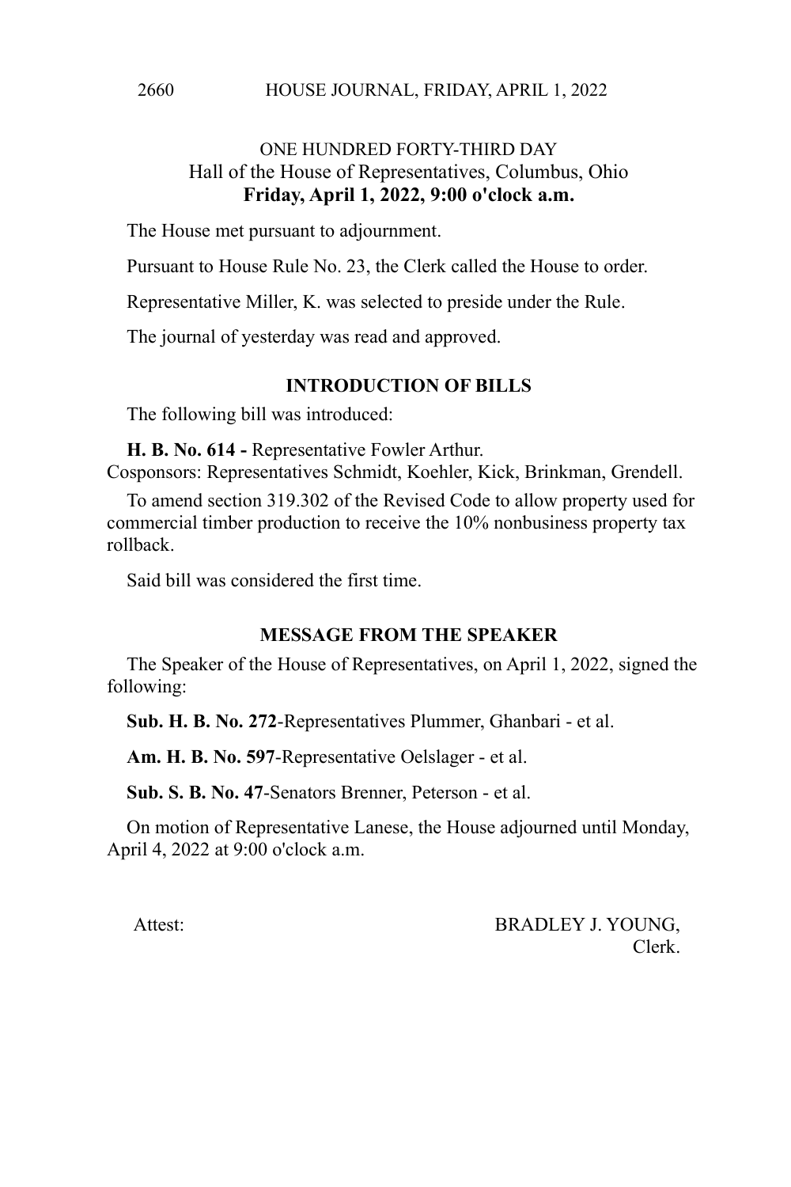ONE HUNDRED FORTY-THIRD DAY
Hall of the House of Representatives, Columbus, Ohio
**Friday, April 1, 2022, 9:00 o'clock a.m.**

The House met pursuant to adjournment.

Pursuant to House Rule No. 23, the Clerk called the House to order.

Representative Miller, K. was selected to preside under the Rule.

The journal of yesterday was read and approved.

## INTRODUCTION OF BILLS

The following bill was introduced:

**H. B. No. 614 -** Representative Fowler Arthur.
Cosponsors: Representatives Schmidt, Koehler, Kick, Brinkman, Grendell.

To amend section 319.302 of the Revised Code to allow property used for commercial timber production to receive the 10% nonbusiness property tax rollback.

Said bill was considered the first time.

## MESSAGE FROM THE SPEAKER

The Speaker of the House of Representatives, on April 1, 2022, signed the following:

**Sub. H. B. No. 272**-Representatives Plummer, Ghanbari - et al.

**Am. H. B. No. 597**-Representative Oelslager - et al.

**Sub. S. B. No. 47**-Senators Brenner, Peterson - et al.

On motion of Representative Lanese, the House adjourned until Monday, April 4, 2022 at 9:00 o'clock a.m.

Attest: BRADLEY J. YOUNG,
Clerk.